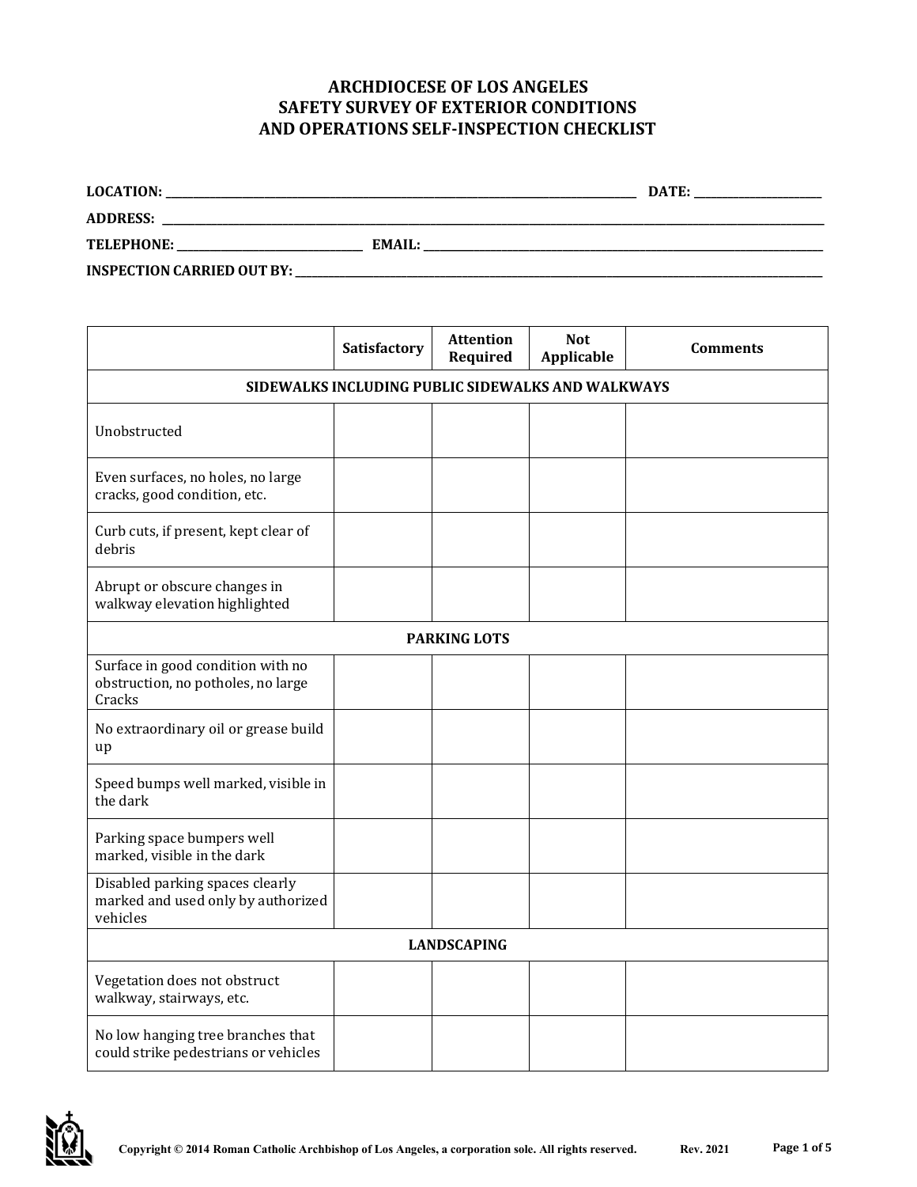# ARCHDIOCESE OF LOS ANGELES
# SAFETY SURVEY OF EXTERIOR CONDITIONS AND OPERATIONS SELF-INSPECTION CHECKLIST

**LOCATION:** ______________________________ **DATE:** ____________

**ADDRESS:** ______________________________________________

**TELEPHONE:** ________________ **EMAIL:** ______________________

**INSPECTION CARRIED OUT BY:** ______________________________

| | Satisfactory | Attention Required | Not Applicable | Comments |
|---|---|---|---|---|
| **SIDEWALKS INCLUDING PUBLIC SIDEWALKS AND WALKWAYS** | | | | |
| Unobstructed | | | | |
| Even surfaces, no holes, no large cracks, good condition, etc. | | | | |
| Curb cuts, if present, kept clear of debris | | | | |
| Abrupt or obscure changes in walkway elevation highlighted | | | | |
| **PARKING LOTS** | | | | |
| Surface in good condition with no obstruction, no potholes, no large Cracks | | | | |
| No extraordinary oil or grease build up | | | | |
| Speed bumps well marked, visible in the dark | | | | |
| Parking space bumpers well marked, visible in the dark | | | | |
| Disabled parking spaces clearly marked and used only by authorized vehicles | | | | |
| **LANDSCAPING** | | | | |
| Vegetation does not obstruct walkway, stairways, etc. | | | | |
| No low hanging tree branches that could strike pedestrians or vehicles | | | | |

Copyright © 2014 Roman Catholic Archbishop of Los Angeles, a corporation sole. All rights reserved. Rev. 2021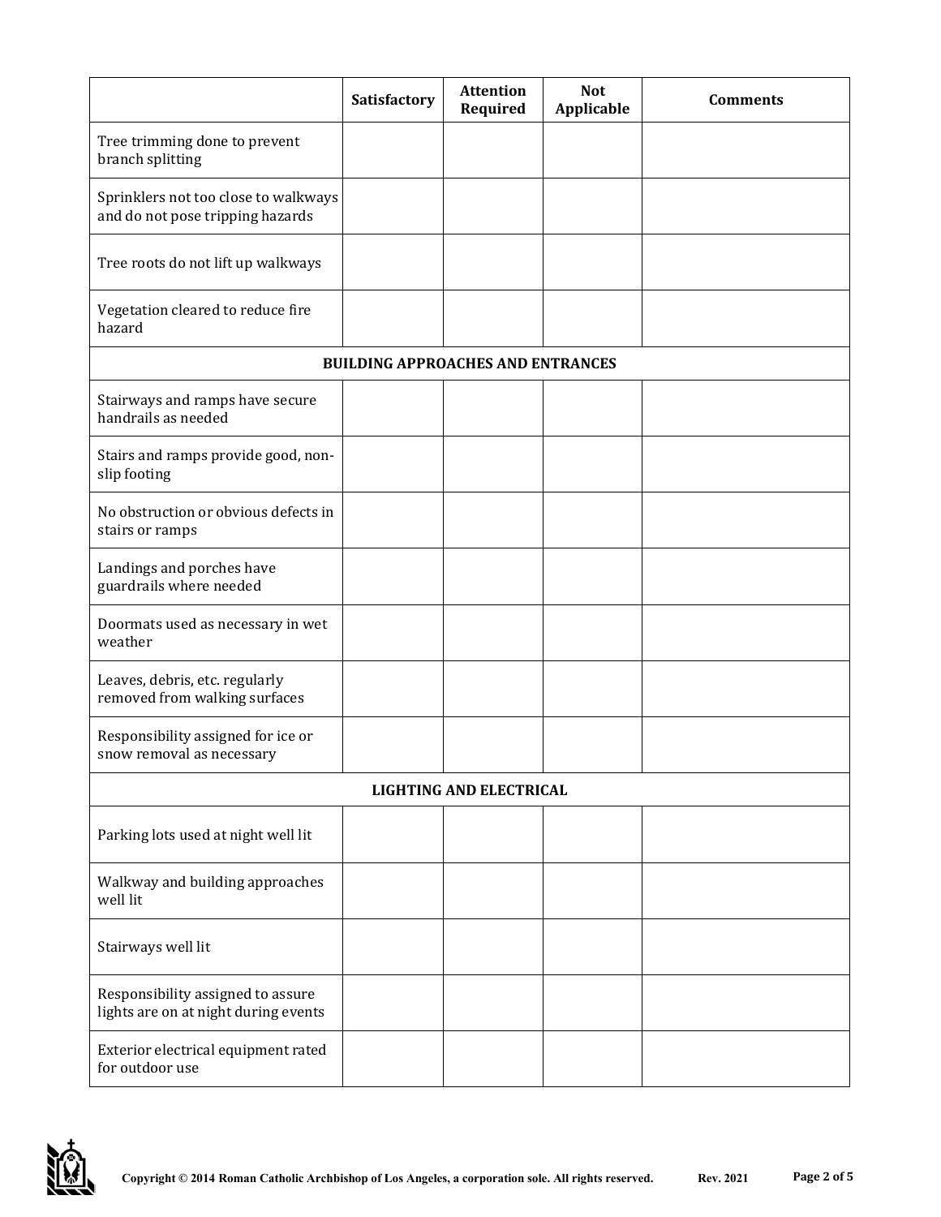| | Satisfactory | Attention Required | Not Applicable | Comments |
|---|---|---|---|---|
| Tree trimming done to prevent branch splitting | | | | |
| Sprinklers not too close to walkways and do not pose tripping hazards | | | | |
| Tree roots do not lift up walkways | | | | |
| Vegetation cleared to reduce fire hazard | | | | |
| **BUILDING APPROACHES AND ENTRANCES** | | | | |
| Stairways and ramps have secure handrails as needed | | | | |
| Stairs and ramps provide good, non-slip footing | | | | |
| No obstruction or obvious defects in stairs or ramps | | | | |
| Landings and porches have guardrails where needed | | | | |
| Doormats used as necessary in wet weather | | | | |
| Leaves, debris, etc. regularly removed from walking surfaces | | | | |
| Responsibility assigned for ice or snow removal as necessary | | | | |
| **LIGHTING AND ELECTRICAL** | | | | |
| Parking lots used at night well lit | | | | |
| Walkway and building approaches well lit | | | | |
| Stairways well lit | | | | |
| Responsibility assigned to assure lights are on at night during events | | | | |
| Exterior electrical equipment rated for outdoor use | | | | |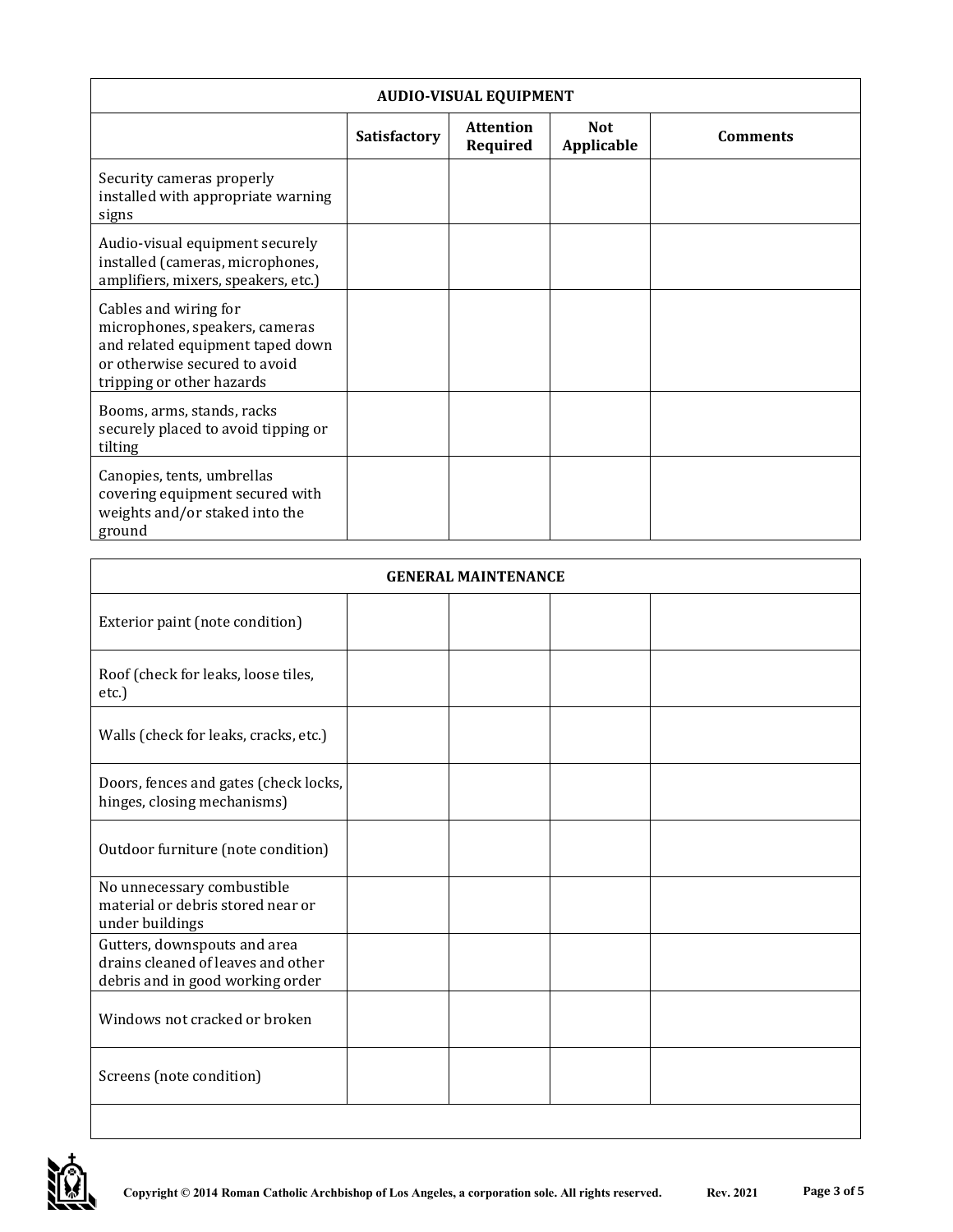| AUDIO-VISUAL EQUIPMENT | | | | |
|---|---|---|---|---|
| | **Satisfactory** | **Attention Required** | **Not Applicable** | **Comments** |
| Security cameras properly installed with appropriate warning signs | | | | |
| Audio-visual equipment securely installed (cameras, microphones, amplifiers, mixers, speakers, etc.) | | | | |
| Cables and wiring for microphones, speakers, cameras and related equipment taped down or otherwise secured to avoid tripping or other hazards | | | | |
| Booms, arms, stands, racks securely placed to avoid tipping or tilting | | | | |
| Canopies, tents, umbrellas covering equipment secured with weights and/or staked into the ground | | | | |

| GENERAL MAINTENANCE | | | | |
|---|---|---|---|---|
| Exterior paint (note condition) | | | | |
| Roof (check for leaks, loose tiles, etc.) | | | | |
| Walls (check for leaks, cracks, etc.) | | | | |
| Doors, fences and gates (check locks, hinges, closing mechanisms) | | | | |
| Outdoor furniture (note condition) | | | | |
| No unnecessary combustible material or debris stored near or under buildings | | | | |
| Gutters, downspouts and area drains cleaned of leaves and other debris and in good working order | | | | |
| Windows not cracked or broken | | | | |
| Screens (note condition) | | | | |
| | | | | |

Copyright © 2014 Roman Catholic Archbishop of Los Angeles, a corporation sole. All rights reserved. Rev. 2021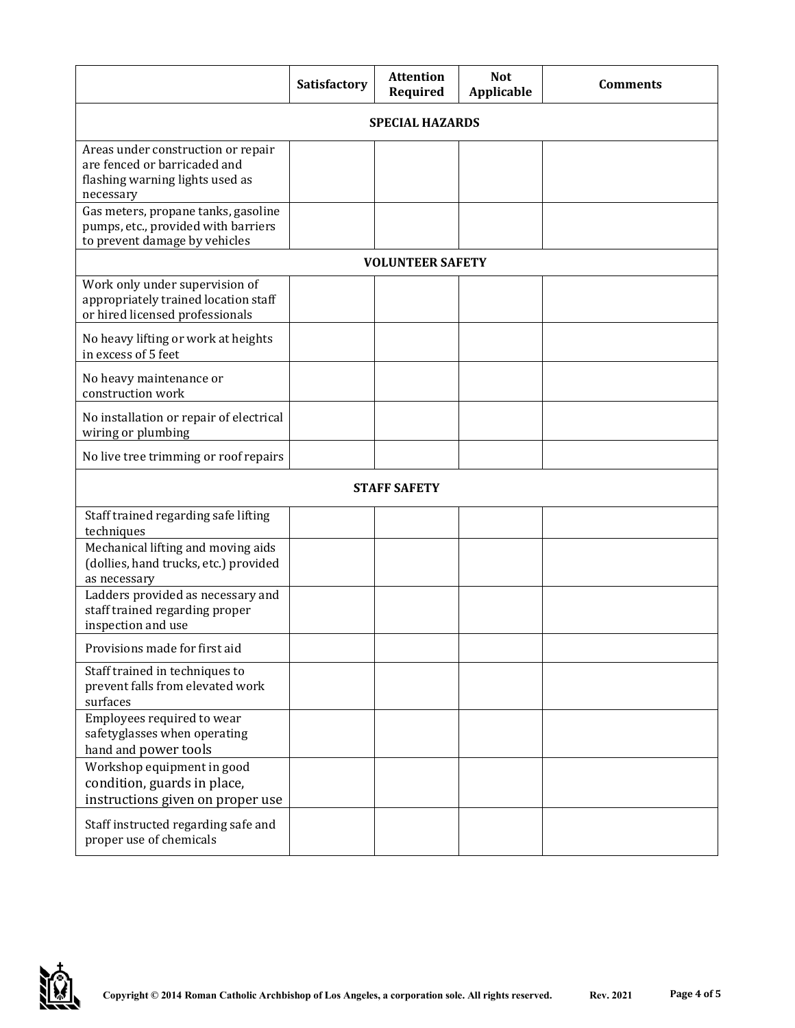| | Satisfactory | Attention Required | Not Applicable | Comments |
|---|---|---|---|---|
| **SPECIAL HAZARDS** | | | | |
| Areas under construction or repair are fenced or barricaded and flashing warning lights used as necessary | | | | |
| Gas meters, propane tanks, gasoline pumps, etc., provided with barriers to prevent damage by vehicles | | | | |
| **VOLUNTEER SAFETY** | | | | |
| Work only under supervision of appropriately trained location staff or hired licensed professionals | | | | |
| No heavy lifting or work at heights in excess of 5 feet | | | | |
| No heavy maintenance or construction work | | | | |
| No installation or repair of electrical wiring or plumbing | | | | |
| No live tree trimming or roof repairs | | | | |
| **STAFF SAFETY** | | | | |
| Staff trained regarding safe lifting techniques | | | | |
| Mechanical lifting and moving aids (dollies, hand trucks, etc.) provided as necessary | | | | |
| Ladders provided as necessary and staff trained regarding proper inspection and use | | | | |
| Provisions made for first aid | | | | |
| Staff trained in techniques to prevent falls from elevated work surfaces | | | | |
| Employees required to wear safetyglasses when operating hand and power tools | | | | |
| Workshop equipment in good condition, guards in place, instructions given on proper use | | | | |
| Staff instructed regarding safe and proper use of chemicals | | | | |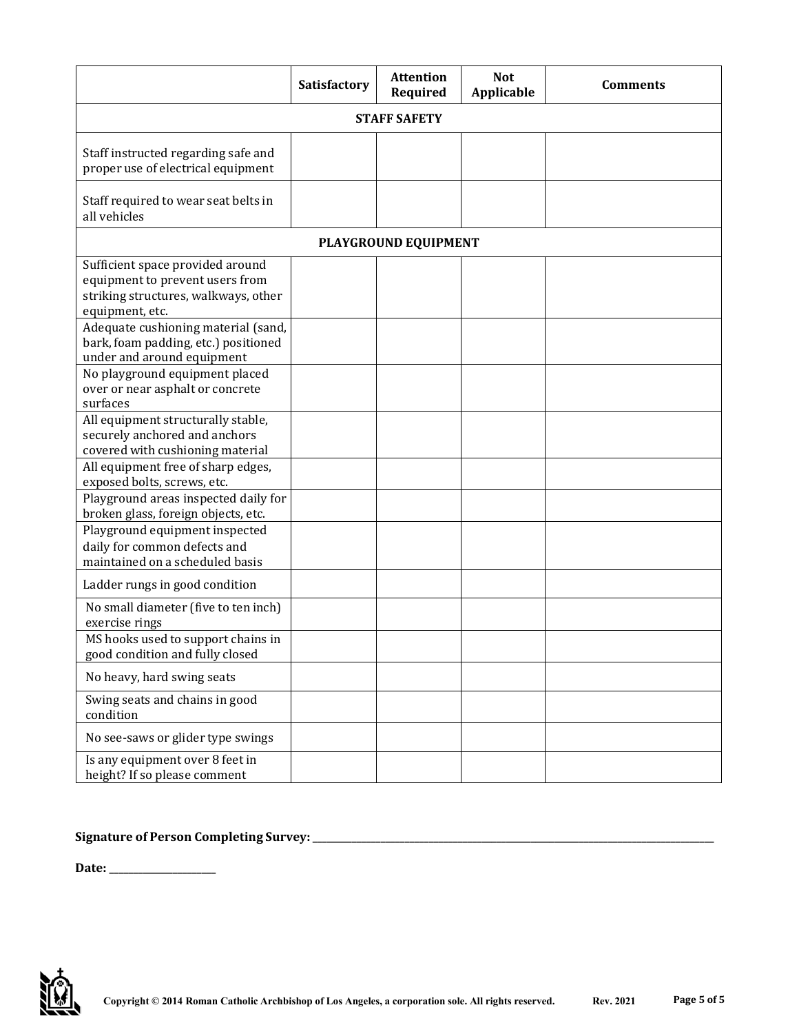| | Satisfactory | Attention Required | Not Applicable | Comments |
|---|---|---|---|---|
| **STAFF SAFETY** | | | | |
| Staff instructed regarding safe and proper use of electrical equipment | | | | |
| Staff required to wear seat belts in all vehicles | | | | |
| **PLAYGROUND EQUIPMENT** | | | | |
| Sufficient space provided around equipment to prevent users from striking structures, walkways, other equipment, etc. | | | | |
| Adequate cushioning material (sand, bark, foam padding, etc.) positioned under and around equipment | | | | |
| No playground equipment placed over or near asphalt or concrete surfaces | | | | |
| All equipment structurally stable, securely anchored and anchors covered with cushioning material | | | | |
| All equipment free of sharp edges, exposed bolts, screws, etc. | | | | |
| Playground areas inspected daily for broken glass, foreign objects, etc. | | | | |
| Playground equipment inspected daily for common defects and maintained on a scheduled basis | | | | |
| Ladder rungs in good condition | | | | |
| No small diameter (five to ten inch) exercise rings | | | | |
| MS hooks used to support chains in good condition and fully closed | | | | |
| No heavy, hard swing seats | | | | |
| Swing seats and chains in good condition | | | | |
| No see-saws or glider type swings | | | | |
| Is any equipment over 8 feet in height? If so please comment | | | | |

**Signature of Person Completing Survey:** ____________________

**Date:** ____________

Copyright © 2014 Roman Catholic Archbishop of Los Angeles, a corporation sole. All rights reserved. Rev. 2021